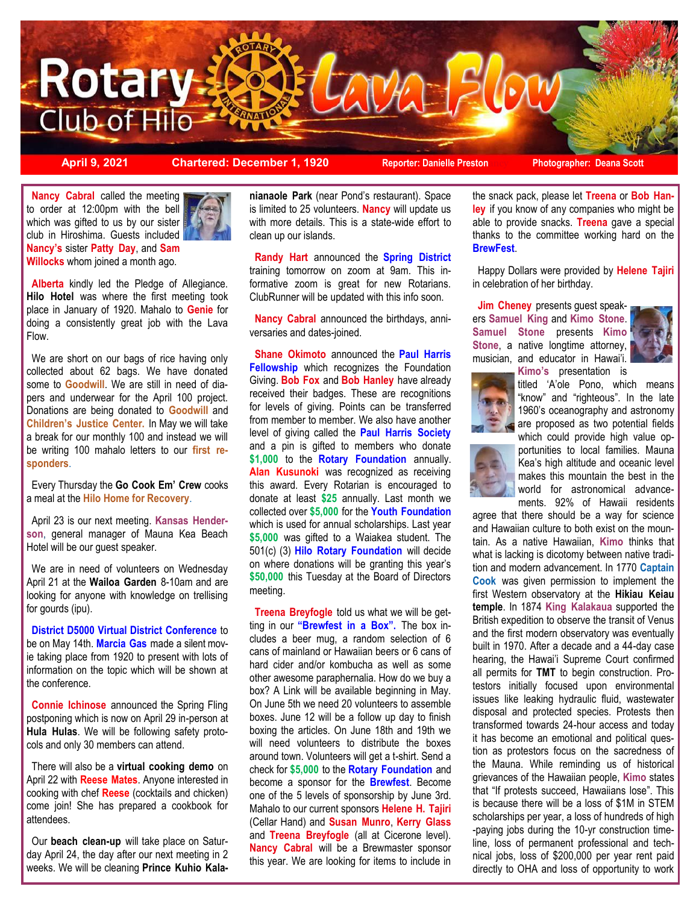# Rotary Club of Hilo — Lava Flow

**April 9, 2021** | **Chartered: December 1, 1920** | **Reporter: Danielle Preston** | **Photographer: Deana Scott**

**Nancy Cabral** called the meeting to order at 12:00pm with the bell which was gifted to us by our sister club in Hiroshima. Guests included **Nancy's** sister **Patty Day**, and **Sam Willocks** whom joined a month ago.

**Alberta** kindly led the Pledge of Allegiance. **Hilo Hotel** was where the first meeting took place in January of 1920. Mahalo to **Genie** for doing a consistently great job with the Lava Flow.

We are short on our bags of rice having only collected about 62 bags. We have donated some to **Goodwill**. We are still in need of diapers and underwear for the April 100 project. Donations are being donated to **Goodwill** and **Children's Justice Center.** In May we will take a break for our monthly 100 and instead we will be writing 100 mahalo letters to our **first responders**.

Every Thursday the **Go Cook Em' Crew** cooks a meal at the **Hilo Home for Recovery**.

April 23 is our next meeting. **Kansas Henderson**, general manager of Mauna Kea Beach Hotel will be our guest speaker.

We are in need of volunteers on Wednesday April 21 at the **Wailoa Garden** 8-10am and are looking for anyone with knowledge on trellising for gourds (ipu).

**District D5000 Virtual District Conference** to be on May 14th. **Marcia Gas** made a silent movie taking place from 1920 to present with lots of information on the topic which will be shown at the conference.

**Connie Ichinose** announced the Spring Fling postponing which is now on April 29 in-person at **Hula Hulas**. We will be following safety protocols and only 30 members can attend.

There will also be a **virtual cooking demo** on April 22 with **Reese Mates**. Anyone interested in cooking with chef **Reese** (cocktails and chicken) come join! She has prepared a cookbook for attendees.

Our **beach clean-up** will take place on Saturday April 24, the day after our next meeting in 2 weeks. We will be cleaning **Prince Kuhio Kalanianaole Park** (near Pond's restaurant). Space is limited to 25 volunteers. **Nancy** will update us with more details. This is a state-wide effort to clean up our islands.

**Randy Hart** announced the **Spring District** training tomorrow on zoom at 9am. This informative zoom is great for new Rotarians. ClubRunner will be updated with this info soon.

**Nancy Cabral** announced the birthdays, anniversaries and dates-joined.

**Shane Okimoto** announced the **Paul Harris Fellowship** which recognizes the Foundation Giving. **Bob Fox** and **Bob Hanley** have already received their badges. These are recognitions for levels of giving. Points can be transferred from member to member. We also have another level of giving called the **Paul Harris Society** and a pin is gifted to members who donate **$1,000** to the **Rotary Foundation** annually. **Alan Kusunoki** was recognized as receiving this award. Every Rotarian is encouraged to donate at least **$25** annually. Last month we collected over **$5,000** for the **Youth Foundation** which is used for annual scholarships. Last year **$5,000** was gifted to a Waiakea student. The 501(c) (3) **Hilo Rotary Foundation** will decide on where donations will be granting this year's **$50,000** this Tuesday at the Board of Directors meeting.

**Treena Breyfogle** told us what we will be getting in our **"Brewfest in a Box".** The box includes a beer mug, a random selection of 6 cans of mainland or Hawaiian beers or 6 cans of hard cider and/or kombucha as well as some other awesome paraphernalia. How do we buy a box? A Link will be available beginning in May. On June 5th we need 20 volunteers to assemble boxes. June 12 will be a follow up day to finish boxing the articles. On June 18th and 19th we will need volunteers to distribute the boxes around town. Volunteers will get a t-shirt. Send a check for **$5,000** to the **Rotary Foundation** and become a sponsor for the **Brewfest**. Become one of the 5 levels of sponsorship by June 3rd. Mahalo to our current sponsors **Helene H. Tajiri** (Cellar Hand) and **Susan Munro**, **Kerry Glass** and **Treena Breyfogle** (all at Cicerone level). **Nancy Cabral** will be a Brewmaster sponsor this year. We are looking for items to include in the snack pack, please let **Treena** or **Bob Hanley** if you know of any companies who might be able to provide snacks. **Treena** gave a special thanks to the committee working hard on the **BrewFest**.

Happy Dollars were provided by **Helene Tajiri** in celebration of her birthday.

**Jim Cheney** presents guest speakers **Samuel King** and **Kimo Stone**. **Samuel Stone** presents **Kimo Stone**, a native longtime attorney, musician, and educator in Hawai'i. **Kimo's** presentation is titled 'A'ole Pono, which means "know" and "righteous". In the late 1960's oceanography and astronomy are proposed as two potential fields which could provide high value opportunities to local families. Mauna Kea's high altitude and oceanic level makes this mountain the best in the world for astronomical advancements. 92% of Hawaii residents agree that there should be a way for science and Hawaiian culture to both exist on the mountain. As a native Hawaiian, **Kimo** thinks that what is lacking is dicotomy between native tradition and modern advancement. In 1770 **Captain Cook** was given permission to implement the first Western observatory at the **Hikiau Keiau temple**. In 1874 **King Kalakaua** supported the British expedition to observe the transit of Venus and the first modern observatory was eventually built in 1970. After a decade and a 44-day case hearing, the Hawai'i Supreme Court confirmed all permits for **TMT** to begin construction. Protestors initially focused upon environmental issues like leaking hydraulic fluid, wastewater disposal and protected species. Protests then transformed towards 24-hour access and today it has become an emotional and political question as protestors focus on the sacredness of the Mauna. While reminding us of historical grievances of the Hawaiian people, **Kimo** states that "If protests succeed, Hawaiians lose". This is because there will be a loss of $1M in STEM scholarships per year, a loss of hundreds of high-paying jobs during the 10-yr construction timeline, loss of permanent professional and technical jobs, loss of $200,000 per year rent paid directly to OHA and loss of opportunity to work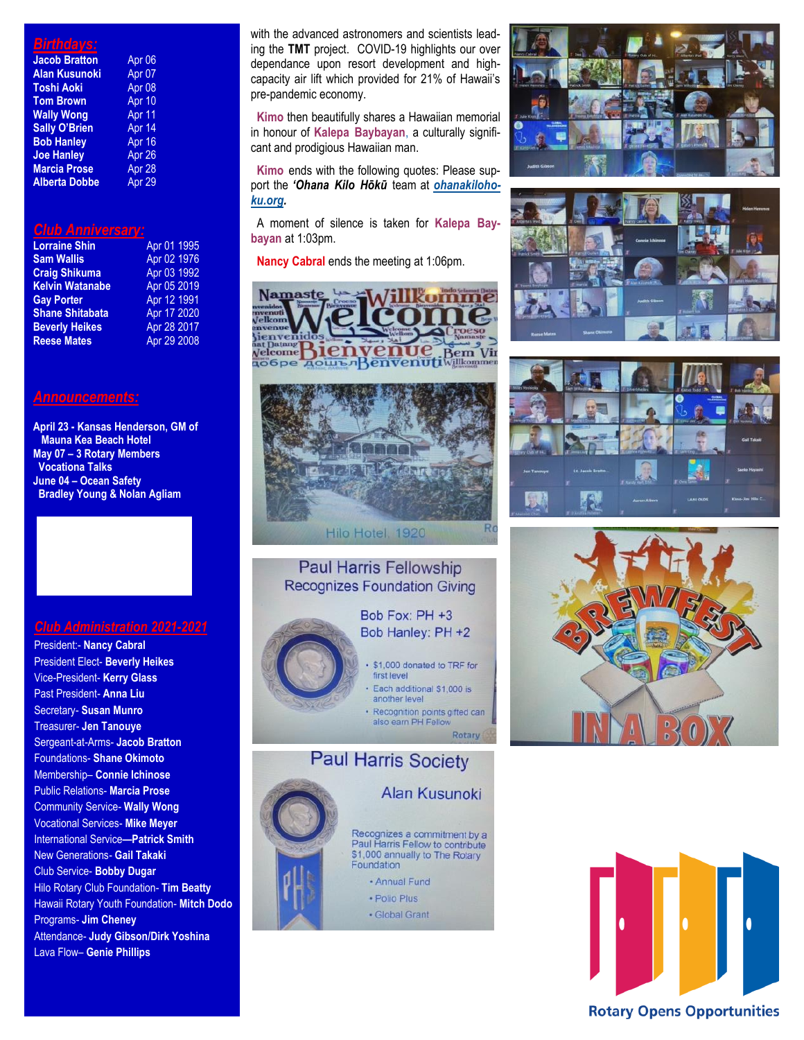## Birthdays:

| | |
|---|---|
| **Jacob Bratton** | Apr 06 |
| **Alan Kusunoki** | Apr 07 |
| **Toshi Aoki** | Apr 08 |
| **Tom Brown** | Apr 10 |
| **Wally Wong** | Apr 11 |
| **Sally O'Brien** | Apr 14 |
| **Bob Hanley** | Apr 16 |
| **Joe Hanley** | Apr 26 |
| **Marcia Prose** | Apr 28 |
| **Alberta Dobbe** | Apr 29 |

## Club Anniversary:

| | |
|---|---|
| **Lorraine Shin** | Apr 01 1995 |
| **Sam Wallis** | Apr 02 1976 |
| **Craig Shikuma** | Apr 03 1992 |
| **Kelvin Watanabe** | Apr 05 2019 |
| **Gay Porter** | Apr 12 1991 |
| **Shane Shitabata** | Apr 17 2020 |
| **Beverly Heikes** | Apr 28 2017 |
| **Reese Mates** | Apr 29 2008 |

## Announcements:

**April 23 - Kansas Henderson, GM of Mauna Kea Beach Hotel**
**May 07 – 3 Rotary Members Vocationa Talks**
**June 04 – Ocean Safety Bradley Young & Nolan Agliam**

## Club Administration 2021-2021

President:- **Nancy Cabral**
President Elect- **Beverly Heikes**
Vice-President- **Kerry Glass**
Past President- **Anna Liu**
Secretary- **Susan Munro**
Treasurer- **Jen Tanouye**
Sergeant-at-Arms- **Jacob Bratton**
Foundations- **Shane Okimoto**
Membership– **Connie Ichinose**
Public Relations- **Marcia Prose**
Community Service- **Wally Wong**
Vocational Services- **Mike Meyer**
International Service—**Patrick Smith**
New Generations- **Gail Takaki**
Club Service- **Bobby Dugar**
Hilo Rotary Club Foundation- **Tim Beatty**
Hawaii Rotary Youth Foundation- **Mitch Dodo**
Programs- **Jim Cheney**
Attendance- **Judy Gibson/Dirk Yoshina**
Lava Flow– **Genie Phillips**

with the advanced astronomers and scientists leading the **TMT** project. COVID-19 highlights our over dependance upon resort development and high-capacity air lift which provided for 21% of Hawaii's pre-pandemic economy.

**Kimo** then beautifully shares a Hawaiian memorial in honour of **Kalepa Baybayan**, a culturally significant and prodigious Hawaiian man.

**Kimo** ends with the following quotes: Please support the ***'Ohana Kilo Hōkū*** team at ***ohanakilohoku.org***.

A moment of silence is taken for **Kalepa Baybayan** at 1:03pm.

**Nancy Cabral** ends the meeting at 1:06pm.

Hilo Hotel, 1920

Paul Harris Fellowship
Recognizes Foundation Giving

Bob Fox: PH +3
Bob Hanley: PH +2

- $1,000 donated to TRF for first level
- Each additional $1,000 is another level
- Recognition points gifted can also earn PH Fellow

Paul Harris Society

Alan Kusunoki

Recognizes a commitment by a Paul Harris Fellow to contribute $1,000 annually to The Rotary Foundation

- Annual Fund
- Polio Plus
- Global Grant

BREWFEST IN A BOX

Rotary Opens Opportunities